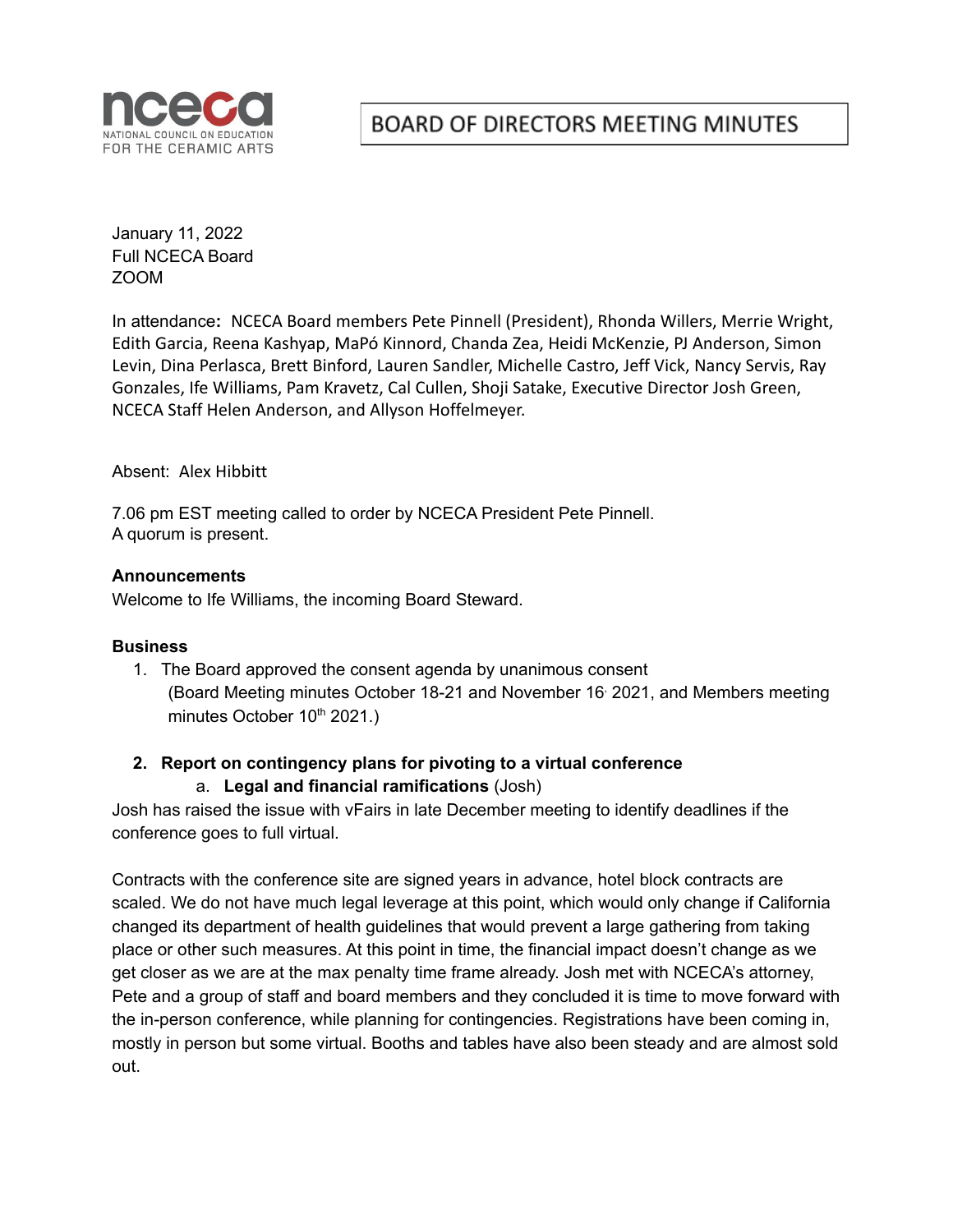nceca
NATIONAL COUNCIL ON EDUCATION FOR THE CERAMIC ARTS

# BOARD OF DIRECTORS MEETING MINUTES

January 11, 2022
Full NCECA Board
ZOOM

In attendance: NCECA Board members Pete Pinnell (President), Rhonda Willers, Merrie Wright, Edith Garcia, Reena Kashyap, MaPó Kinnord, Chanda Zea, Heidi McKenzie, PJ Anderson, Simon Levin, Dina Perlasca, Brett Binford, Lauren Sandler, Michelle Castro, Jeff Vick, Nancy Servis, Ray Gonzales, Ife Williams, Pam Kravetz, Cal Cullen, Shoji Satake, Executive Director Josh Green, NCECA Staff Helen Anderson, and Allyson Hoffelmeyer.

Absent: Alex Hibbitt

7.06 pm EST meeting called to order by NCECA President Pete Pinnell.
A quorum is present.

**Announcements**
Welcome to Ife Williams, the incoming Board Steward.

**Business**

1. The Board approved the consent agenda by unanimous consent
   (Board Meeting minutes October 18-21 and November 16, 2021, and Members meeting minutes October 10th 2021.)

2. **Report on contingency plans for pivoting to a virtual conference**
   a. **Legal and financial ramifications** (Josh)

Josh has raised the issue with vFairs in late December meeting to identify deadlines if the conference goes to full virtual.

Contracts with the conference site are signed years in advance, hotel block contracts are scaled. We do not have much legal leverage at this point, which would only change if California changed its department of health guidelines that would prevent a large gathering from taking place or other such measures. At this point in time, the financial impact doesn't change as we get closer as we are at the max penalty time frame already. Josh met with NCECA's attorney, Pete and a group of staff and board members and they concluded it is time to move forward with the in-person conference, while planning for contingencies. Registrations have been coming in, mostly in person but some virtual. Booths and tables have also been steady and are almost sold out.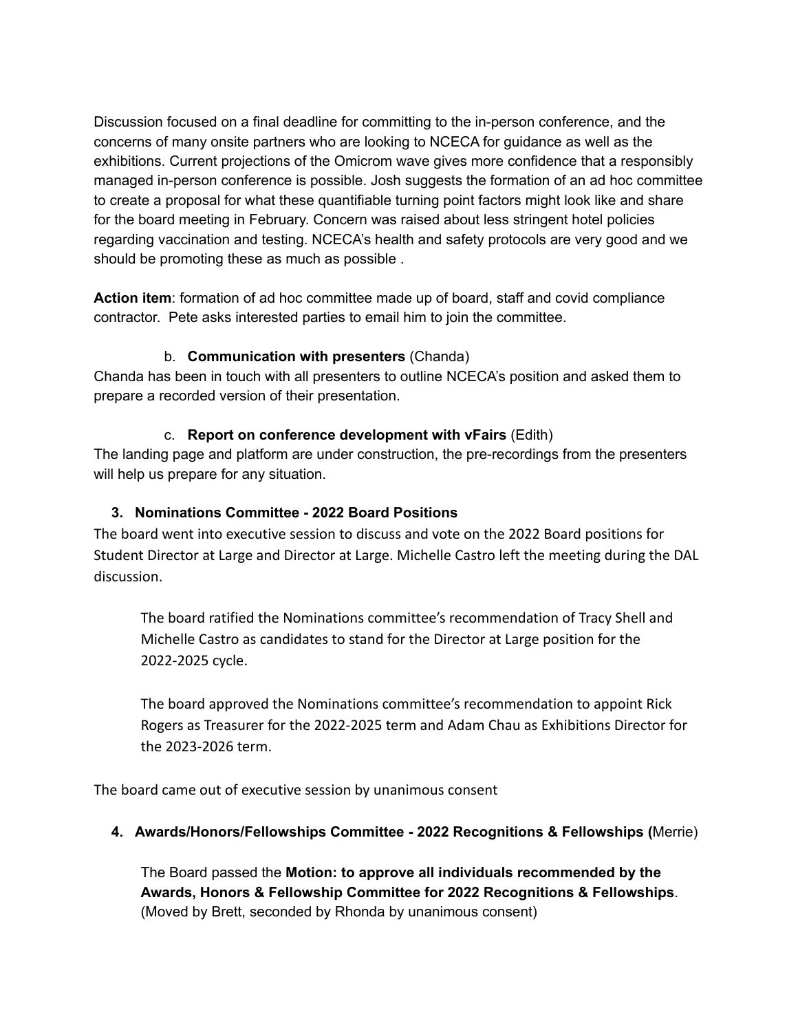Discussion focused on a final deadline for committing to the in-person conference, and the concerns of many onsite partners who are looking to NCECA for guidance as well as the exhibitions. Current projections of the Omicrom wave gives more confidence that a responsibly managed in-person conference is possible. Josh suggests the formation of an ad hoc committee to create a proposal for what these quantifiable turning point factors might look like and share for the board meeting in February. Concern was raised about less stringent hotel policies regarding vaccination and testing. NCECA's health and safety protocols are very good and we should be promoting these as much as possible .

**Action item**: formation of ad hoc committee made up of board, staff and covid compliance contractor. Pete asks interested parties to email him to join the committee.

b. **Communication with presenters** (Chanda)

Chanda has been in touch with all presenters to outline NCECA's position and asked them to prepare a recorded version of their presentation.

c. **Report on conference development with vFairs** (Edith)

The landing page and platform are under construction, the pre-recordings from the presenters will help us prepare for any situation.

3. **Nominations Committee - 2022 Board Positions**

The board went into executive session to discuss and vote on the 2022 Board positions for Student Director at Large and Director at Large. Michelle Castro left the meeting during the DAL discussion.

> The board ratified the Nominations committee's recommendation of Tracy Shell and Michelle Castro as candidates to stand for the Director at Large position for the 2022-2025 cycle.
>
> The board approved the Nominations committee's recommendation to appoint Rick Rogers as Treasurer for the 2022-2025 term and Adam Chau as Exhibitions Director for the 2023-2026 term.

The board came out of executive session by unanimous consent

4. **Awards/Honors/Fellowships Committee - 2022 Recognitions & Fellowships (**Merrie)

> The Board passed the **Motion: to approve all individuals recommended by the Awards, Honors & Fellowship Committee for 2022 Recognitions & Fellowships**. (Moved by Brett, seconded by Rhonda by unanimous consent)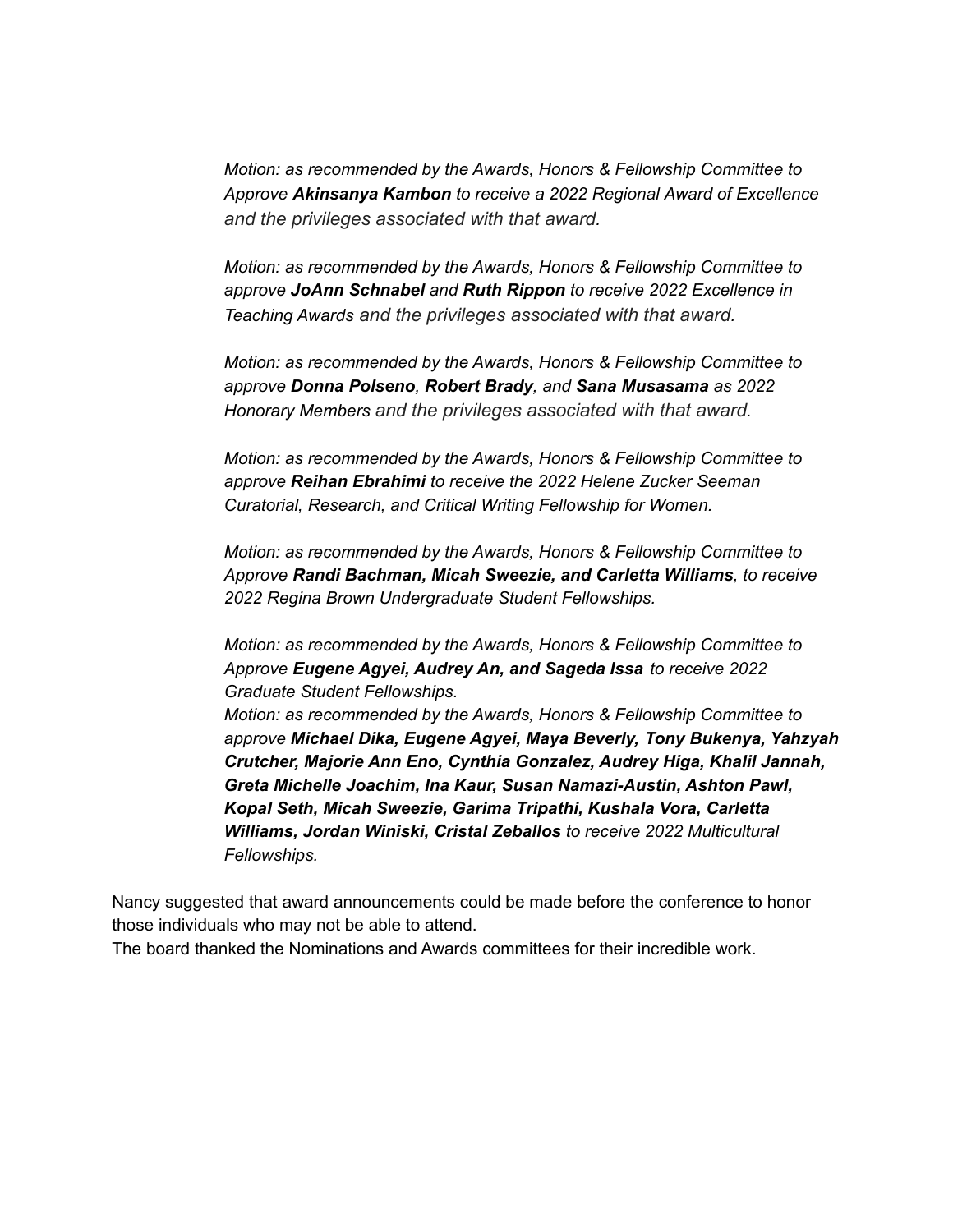*Motion: as recommended by the Awards, Honors & Fellowship Committee to Approve **Akinsanya Kambon** to receive a 2022 Regional Award of Excellence and the privileges associated with that award.*

*Motion: as recommended by the Awards, Honors & Fellowship Committee to approve **JoAnn Schnabel** and **Ruth Rippon** to receive 2022 Excellence in Teaching Awards and the privileges associated with that award.*

*Motion: as recommended by the Awards, Honors & Fellowship Committee to approve **Donna Polseno**, **Robert Brady**, and **Sana Musasama** as 2022 Honorary Members and the privileges associated with that award.*

*Motion: as recommended by the Awards, Honors & Fellowship Committee to approve **Reihan Ebrahimi** to receive the 2022 Helene Zucker Seeman Curatorial, Research, and Critical Writing Fellowship for Women.*

*Motion: as recommended by the Awards, Honors & Fellowship Committee to Approve **Randi Bachman, Micah Sweezie, and Carletta Williams**, to receive 2022 Regina Brown Undergraduate Student Fellowships.*

*Motion: as recommended by the Awards, Honors & Fellowship Committee to Approve **Eugene Agyei, Audrey An, and Sageda Issa** to receive 2022 Graduate Student Fellowships.*

*Motion: as recommended by the Awards, Honors & Fellowship Committee to approve **Michael Dika, Eugene Agyei, Maya Beverly, Tony Bukenya, Yahzyah Crutcher, Majorie Ann Eno, Cynthia Gonzalez, Audrey Higa, Khalil Jannah, Greta Michelle Joachim, Ina Kaur, Susan Namazi-Austin, Ashton Pawl, Kopal Seth, Micah Sweezie, Garima Tripathi, Kushala Vora, Carletta Williams, Jordan Winiski, Cristal Zeballos** to receive 2022 Multicultural Fellowships.*

Nancy suggested that award announcements could be made before the conference to honor those individuals who may not be able to attend.

The board thanked the Nominations and Awards committees for their incredible work.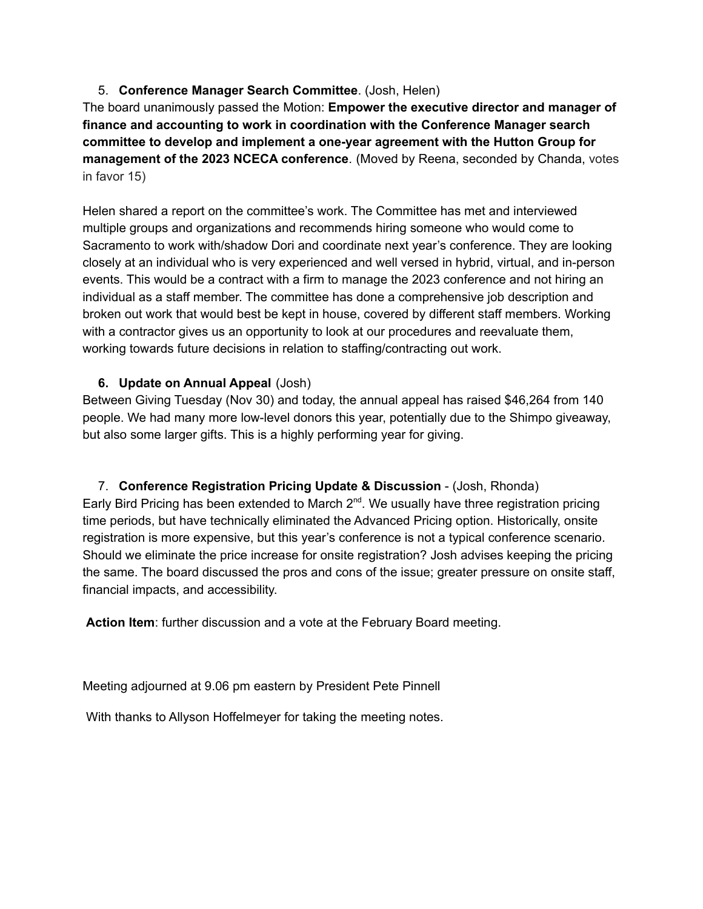5. **Conference Manager Search Committee**. (Josh, Helen)

The board unanimously passed the Motion: **Empower the executive director and manager of finance and accounting to work in coordination with the Conference Manager search committee to develop and implement a one-year agreement with the Hutton Group for management of the 2023 NCECA conference**. (Moved by Reena, seconded by Chanda, votes in favor 15)

Helen shared a report on the committee's work. The Committee has met and interviewed multiple groups and organizations and recommends hiring someone who would come to Sacramento to work with/shadow Dori and coordinate next year's conference. They are looking closely at an individual who is very experienced and well versed in hybrid, virtual, and in-person events. This would be a contract with a firm to manage the 2023 conference and not hiring an individual as a staff member. The committee has done a comprehensive job description and broken out work that would best be kept in house, covered by different staff members. Working with a contractor gives us an opportunity to look at our procedures and reevaluate them, working towards future decisions in relation to staffing/contracting out work.

6. **Update on Annual Appeal** (Josh)

Between Giving Tuesday (Nov 30) and today, the annual appeal has raised $46,264 from 140 people. We had many more low-level donors this year, potentially due to the Shimpo giveaway, but also some larger gifts. This is a highly performing year for giving.

7. **Conference Registration Pricing Update & Discussion** - (Josh, Rhonda)

Early Bird Pricing has been extended to March 2nd. We usually have three registration pricing time periods, but have technically eliminated the Advanced Pricing option. Historically, onsite registration is more expensive, but this year's conference is not a typical conference scenario. Should we eliminate the price increase for onsite registration? Josh advises keeping the pricing the same. The board discussed the pros and cons of the issue; greater pressure on onsite staff, financial impacts, and accessibility.

**Action Item**: further discussion and a vote at the February Board meeting.

Meeting adjourned at 9.06 pm eastern by President Pete Pinnell

With thanks to Allyson Hoffelmeyer for taking the meeting notes.